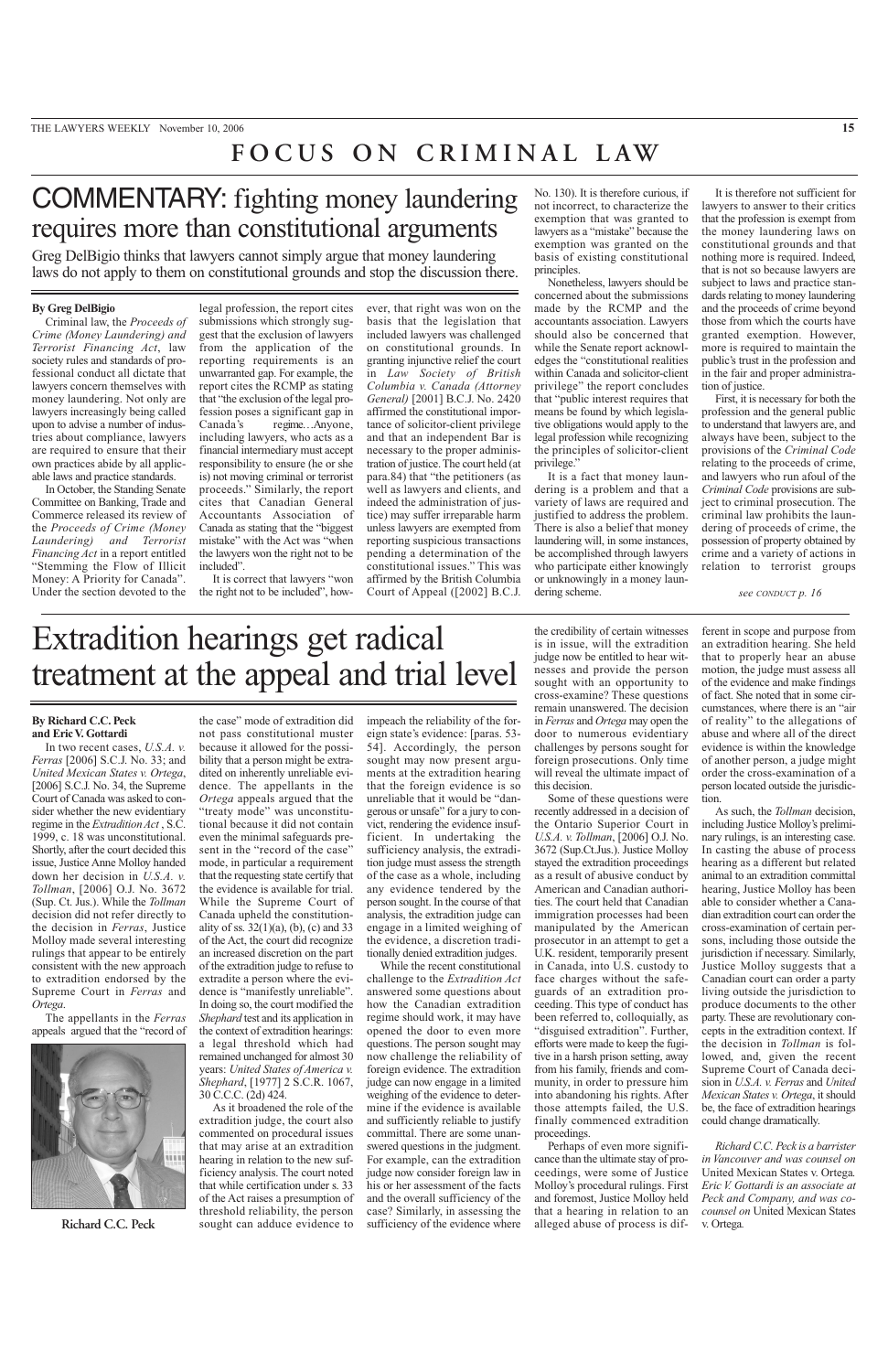# FOCUS ON CRIMINAL LAW

## COMMENTARY: fighting money laundering requires more than constitutional arguments

Greg DelBigio thinks that lawyers cannot simply argue that money laundering laws do not apply to them on constitutional grounds and stop the discussion there.

**By Greg DelBigio**

Criminal law, the *Proceeds of Crime (Money Laundering) and Terrorist Financing Act*, law society rules and standards of professional conduct all dictate that lawyers concern themselves with money laundering. Not only are lawyers increasingly being called upon to advise a number of industries about compliance, lawyers are required to ensure that their own practices abide by all applicable laws and practice standards.

In October, the Standing Senate Committee on Banking, Trade and Commerce released its review of the *Proceeds of Crime (Money Laundering) and Terrorist Financing Act* in a report entitled "Stemming the Flow of Illicit Money: A Priority for Canada". Under the section devoted to the legal profession, the report cites submissions which strongly suggest that the exclusion of lawyers from the application of the reporting requirements is an unwarranted gap. For example, the report cites the RCMP as stating that "the exclusion of the legal profession poses a significant gap in Canada's regime…Anyone, including lawyers, who acts as a financial intermediary must accept responsibility to ensure (he or she is) not moving criminal or terrorist proceeds." Similarly, the report cites Canadian General Accountants Association of Canada as stating that the "biggest mistake" with the Act was "when the lawyers won the right not to be included".

It is correct that lawyers "won the right not to be included", however, that right was won on the basis that the legislation that included lawyers was challenged on constitutional grounds. In granting injunctive relief the court in *Law Society of British Columbia v. Canada (Attorney General)* [2001] B.C.J. No. 2420 affirmed the constitutional importance of solicitor-client privilege and that an independent Bar is necessary to the proper administration of justice. The court held (at para.84) that "the petitioners (as well as lawyers and clients, and indeed the administration of justice) may suffer irreparable harm unless lawyers are exempted from reporting suspicious transactions pending a determination of the constitutional issues." This was affirmed by the British Columbia Court of Appeal ([2002] B.C.J. No. 130). It is therefore curious, if not incorrect, to characterize the exemption that was granted to lawyers as a "mistake" because the exemption was granted on the basis of existing constitutional principles.

Nonetheless, lawyers should be concerned about the submissions made by the RCMP and the accountants association. Lawyers should also be concerned that while the Senate report acknowledges the "constitutional realities within Canada and solicitor-client privilege" the report concludes that "public interest requires that means be found by which legislative obligations would apply to the legal profession while recognizing the principles of solicitor-client privilege."

It is a fact that money laundering is a problem and that a variety of laws are required and justified to address the problem. There is also a belief that money laundering will, in some instances, be accomplished through lawyers who participate either knowingly or unknowingly in a money laundering scheme.

It is therefore not sufficient for lawyers to answer to their critics that the profession is exempt from the money laundering laws on constitutional grounds and that nothing more is required. Indeed, that is not so because lawyers are subject to laws and practice standards relating to money laundering and the proceeds of crime beyond those from which the courts have granted exemption. However, more is required to maintain the public's trust in the profession and in the fair and proper administration of justice.

First, it is necessary for both the profession and the general public to understand that lawyers are, and always have been, subject to the provisions of the *Criminal Code* relating to the proceeds of crime, and lawyers who run afoul of the *Criminal Code* provisions are subject to criminal prosecution. The criminal law prohibits the laundering of proceeds of crime, the possession of property obtained by crime and a variety of actions in relation to terrorist groups

*see CONDUCT p. 16*

## Extradition hearings get radical treatment at the appeal and trial level

**By Richard C.C. Peck and Eric V. Gottardi**

In two recent cases, *U.S.A. v. Ferras* [2006] S.C.J. No. 33; and *United Mexican States v. Ortega*, [2006] S.C.J. No. 34, the Supreme Court of Canada was asked to consider whether the new evidentiary regime in the *Extradition Act*, S.C. 1999, c. 18 was unconstitutional. Shortly, after the court decided this issue, Justice Anne Molloy handed down her decision in *U.S.A. v. Tollman*, [2006] O.J. No. 3672 (Sup. Ct. Jus.). While the *Tollman* decision did not refer directly to the decision in *Ferras*, Justice Molloy made several interesting rulings that appear to be entirely consistent with the new approach to extradition endorsed by the Supreme Court in *Ferras* and *Ortega*.

The appellants in the *Ferras* appeals argued that the "record of the case" mode of extradition did not pass constitutional muster because it allowed for the possibility that a person might be extradited on inherently unreliable evidence. The appellants in the *Ortega* appeals argued that the "treaty mode" was unconstitutional because it did not contain even the minimal safeguards present in the "record of the case" mode, in particular a requirement that the requesting state certify that the evidence is available for trial. While the Supreme Court of Canada upheld the constitutionality of ss. 32(1)(a), (b), (c) and 33 of the Act, the court did recognize an increased discretion on the part of the extradition judge to refuse to extradite a person where the evidence is "manifestly unreliable". In doing so, the court modified the *Shephard* test and its application in the context of extradition hearings: a legal threshold which had remained unchanged for almost 30 years: *United States of America v. Shephard*, [1977] 2 S.C.R. 1067, 30 C.C.C. (2d) 424.

Richard C.C. Peck

As it broadened the role of the extradition judge, the court also commented on procedural issues that may arise at an extradition hearing in relation to the new sufficiency analysis. The court noted that while certification under s. 33 of the Act raises a presumption of threshold reliability, the person sought can adduce evidence to impeach the reliability of the foreign state's evidence: [paras. 53-54]. Accordingly, the person sought may now present arguments at the extradition hearing that the foreign evidence is so unreliable that it would be "dangerous or unsafe" for a jury to convict, rendering the evidence insufficient. In undertaking the sufficiency analysis, the extradition judge must assess the strength of the case as a whole, including any evidence tendered by the person sought. In the course of that analysis, the extradition judge can engage in a limited weighing of the evidence, a discretion traditionally denied extradition judges.

While the recent constitutional challenge to the *Extradition Act* answered some questions about how the Canadian extradition regime should work, it may have opened the door to even more questions. The person sought may now challenge the reliability of foreign evidence. The extradition judge can now engage in a limited weighing of the evidence to determine if the evidence is available and sufficiently reliable to justify committal. There are some unanswered questions in the judgment. For example, can the extradition judge now consider foreign law in his or her assessment of the facts and the overall sufficiency of the case? Similarly, in assessing the sufficiency of the evidence where the credibility of certain witnesses is in issue, will the extradition judge now be entitled to hear witnesses and provide the person sought with an opportunity to cross-examine? These questions remain unanswered. The decision in *Ferras* and *Ortega* may open the door to numerous evidentiary challenges by persons sought for foreign prosecutions. Only time will reveal the ultimate impact of this decision.

Some of these questions were recently addressed in a decision of the Ontario Superior Court in *U.S.A. v. Tollman*, [2006] O.J. No. 3672 (Sup.Ct.Jus.). Justice Molloy stayed the extradition proceedings as a result of abusive conduct by American and Canadian authorities. The court held that Canadian immigration processes had been manipulated by the American prosecutor in an attempt to get a U.K. resident, temporarily present in Canada, into U.S. custody to face charges without the safeguards of an extradition proceeding. This type of conduct has been referred to, colloquially, as "disguised extradition". Further, efforts were made to keep the fugitive in a harsh prison setting, away from his family, friends and community, in order to pressure him into abandoning his rights. After those attempts failed, the U.S. finally commenced extradition proceedings.

Perhaps of even more significance than the ultimate stay of proceedings, were some of Justice Molloy's procedural rulings. First and foremost, Justice Molloy held that a hearing in relation to an alleged abuse of process is different in scope and purpose from an extradition hearing. She held that to properly hear an abuse motion, the judge must assess all of the evidence and make findings of fact. She noted that in some circumstances, where there is an "air of reality" to the allegations of abuse and where all of the direct evidence is within the knowledge of another person, a judge might order the cross-examination of a person located outside the jurisdiction.

As such, the *Tollman* decision, including Justice Molloy's preliminary rulings, is an interesting case. In casting the abuse of process hearing as a different but related animal to an extradition committal hearing, Justice Molloy has been able to consider whether a Canadian extradition court can order the cross-examination of certain persons, including those outside the jurisdiction if necessary. Similarly, Justice Molloy suggests that a Canadian court can order a party living outside the jurisdiction to produce documents to the other party. These are revolutionary concepts in the extradition context. If the decision in *Tollman* is followed, and, given the recent Supreme Court of Canada decision in *U.S.A. v. Ferras* and *United Mexican States v. Ortega*, it should be, the face of extradition hearings could change dramatically.

*Richard C.C. Peck is a barrister in Vancouver and was counsel on* United Mexican States v. Ortega*. Eric V. Gottardi is an associate at Peck and Company, and was co-counsel on* United Mexican States v. Ortega*.*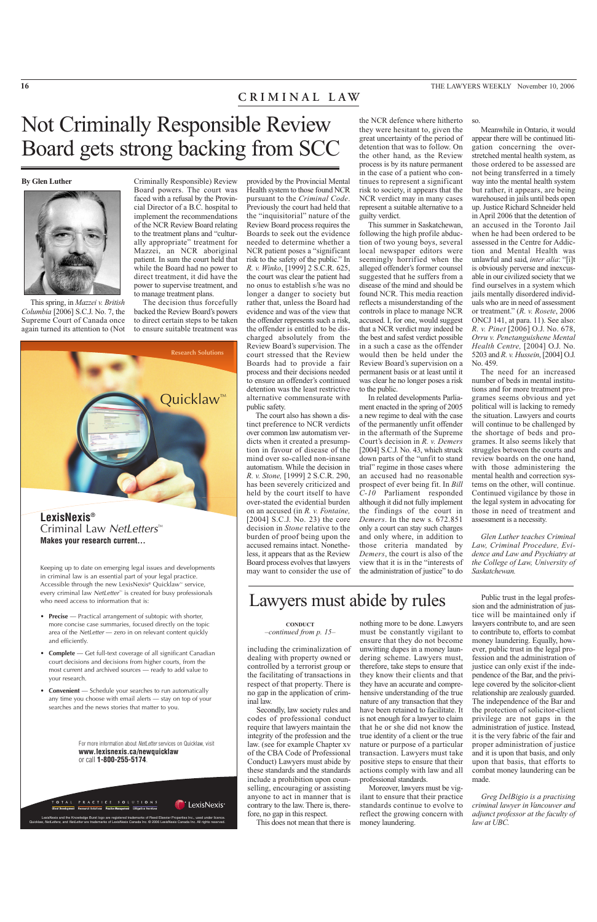# CRIMINAL LAW

# Not Criminally Responsible Review Board gets strong backing from SCC

**By Glen Luther**

This spring, in *Mazzei v. British Columbia* [2006] S.C.J. No. 7, the Supreme Court of Canada once again turned its attention to (Not Criminally Responsible) Review Board powers. The court was faced with a refusal by the Provincial Director of a B.C. hospital to implement the recommendations of the NCR Review Board relating to the treatment plans and "culturally appropriate" treatment for Mazzei, an NCR aboriginal patient. In sum the court held that while the Board had no power to direct treatment, it did have the power to supervise treatment, and to manage treatment plans.

The decision thus forcefully backed the Review Board's powers to direct certain steps to be taken to ensure suitable treatment was provided by the Provincial Mental Health system to those found NCR pursuant to the *Criminal Code*. Previously the court had held that the "inquisitorial" nature of the Review Board process requires the Boards to seek out the evidence needed to determine whether a NCR patient poses a "significant risk to the safety of the public." In *R. v. Winko*, [1999] 2 S.C.R. 625, the court was clear the patient had no onus to establish s/he was no longer a danger to society but rather that, unless the Board had evidence and was of the view that the offender represents such a risk, the offender is entitled to be discharged absolutely from the Review Board's supervision. The court stressed that the Review Boards had to provide a fair process and their decisions needed to ensure an offender's continued detention was the least restrictive alternative commensurate with public safety.

The court also has shown a distinct preference to NCR verdicts over common law automatism verdicts when it created a presumption in favour of disease of the mind over so-called non-insane automatism. While the decision in *R. v. Stone*, [1999] 2 S.C.R. 290, has been severely criticized and held by the court itself to have over-stated the evidential burden on an accused (in *R. v. Fontaine*, [2004] S.C.J. No. 23) the core decision in *Stone* relative to the burden of proof being upon the accused remains intact. Nonetheless, it appears that as the Review Board process evolves that lawyers may want to consider the use of the NCR defence where hitherto they were hesitant to, given the great uncertainty of the period of detention that was to follow. On the other hand, as the Review process is by its nature permanent in the case of a patient who continues to represent a significant risk to society, it appears that the NCR verdict may in many cases represent a suitable alternative to a guilty verdict.

This summer in Saskatchewan, following the high profile abduction of two young boys, several local newspaper editors were seemingly horrified when the alleged offender's former counsel suggested that he suffers from a disease of the mind and should be found NCR. This media reaction reflects a misunderstanding of the controls in place to manage NCR accused. I, for one, would suggest that a NCR verdict may indeed be the best and safest verdict possible in a such a case as the offender would then be held under the Review Board's supervision on a permanent basis or at least until it was clear he no longer poses a risk to the public.

In related developments Parliament enacted in the spring of 2005 a new regime to deal with the case of the permanently unfit offender in the aftermath of the Supreme Court's decision in *R. v. Demers* [2004] S.C.J. No. 43, which struck down parts of the "unfit to stand trial" regime in those cases where an accused had no reasonable prospect of ever being fit. In *Bill C-10* Parliament responded although it did not fully implement the findings of the court in *Demers*. In the new s. 672.851 only a court can stay such charges and only where, in addition to those criteria mandated by *Demers*, the court is also of the view that it is in the "interests of the administration of justice" to do so.

Meanwhile in Ontario, it would appear there will be continued litigation concerning the over-stretched mental health system, as those ordered to be assessed are not being transferred in a timely way into the mental health system but rather, it appears, are being warehoused in jails until beds open up. Justice Richard Schneider held in April 2006 that the detention of an accused in the Toronto Jail when he had been ordered to be assessed in the Centre for Addiction and Mental Health was unlawful and said, *inter alia*: "[i]t is obviously perverse and inexcusable in our civilized society that we find ourselves in a system which jails mentally disordered individuals who are in need of assessment or treatment." (*R. v. Rosete*, 2006 ONCJ 141, at para. 11). See also: *R. v. Pinet* [2006] O.J. No. 678, *Orru v. Penetanguishene Mental Health Centre*, [2004] O.J. No. 5203 and *R. v. Hussein*, [2004] O.J. No. 459.

The need for an increased number of beds in mental institutions and for more treatment programes seems obvious and yet political will is lacking to remedy the situation. Lawyers and courts will continue to be challenged by the shortage of beds and programes. It also seems likely that struggles between the courts and review boards on the one hand, with those administering the mental health and correction systems on the other, will continue. Continued vigilance by those in the legal system in advocating for those in need of treatment and assessment is a necessity.

*Glen Luther teaches Criminal Law, Criminal Procedure, Evidence and Law and Psychiatry at the College of Law, University of Saskatchewan.*

Research Solutions

Quicklaw™

**LexisNexis® Criminal Law *NetLetters*™**

**Makes your research current…**

Keeping up to date on emerging legal issues and developments in criminal law is an essential part of your legal practice. Accessible through the new LexisNexis® Quicklaw™ service, every criminal law *NetLetter*™ is created for busy professionals who need access to information that is:

- **Precise** — Practical arrangement of subtopic with shorter, more concise case summaries, focused directly on the topic area of the *NetLetter* — zero in on relevant content quickly and efficiently.
- **Complete** — Get full-text coverage of all significant Canadian court decisions and decisions from higher courts, from the most current and archived sources — ready to add value to your research.
- **Convenient** — Schedule your searches to run automatically any time you choose with email alerts — stay on top of your searches and the news stories that matter to you.

For more information about *NetLetter* services on Quicklaw, visit **www.lexisnexis.ca/newquicklaw** or call **1-800-255-5174**.

TOTAL PRACTICE SOLUTIONS — LexisNexis

LexisNexis and the Knowledge Burst logo are registered trademarks of Reed Elsevier Properties Inc., used under licence. Quicklaw, NetLetters, and NetLetter are trademarks of LexisNexis Canada Inc. © 2006 LexisNexis Canada Inc. All rights reserved.

# Lawyers must abide by rules

**CONDUCT**
*–continued from p. 15–*

including the criminalization of dealing with property owned or controlled by a terrorist group or the facilitating of transactions in respect of that property. There is no gap in the application of criminal law.

Secondly, law society rules and codes of professional conduct require that lawyers maintain the integrity of the profession and the law. (see for example Chapter xv of the CBA Code of Professional Conduct) Lawyers must abide by these standards and the standards include a prohibition upon counselling, encouraging or assisting anyone to act in manner that is contrary to the law. There is, therefore, no gap in this respect.

This does not mean that there is nothing more to be done. Lawyers must be constantly vigilant to ensure that they do not become unwitting dupes in a money laundering scheme. Lawyers must, therefore, take steps to ensure that they know their clients and that they have an accurate and comprehensive understanding of the true nature of any transaction that they have been retained to facilitate. It is not enough for a lawyer to claim that he or she did not know the true identity of a client or the true nature or purpose of a particular transaction. Lawyers must take positive steps to ensure that their actions comply with law and all professional standards.

Moreover, lawyers must be vigilant to ensure that their practice standards continue to evolve to reflect the growing concern with money laundering.

Public trust in the legal profession and the administration of justice will be maintained only if lawyers contribute to, and are seen to contribute to, efforts to combat money laundering. Equally, however, public trust in the legal profession and the administration of justice can only exist if the independence of the Bar, and the privilege covered by the solicitor-client relationship are zealously guarded. The independence of the Bar and the protection of solicitor-client privilege are not gaps in the administration of justice. Instead, it is the very fabric of the fair and proper administration of justice and it is upon that basis, and only upon that basis, that efforts to combat money laundering can be made.

*Greg DelBigio is a practising criminal lawyer in Vancouver and adjunct professor at the faculty of law at UBC.*